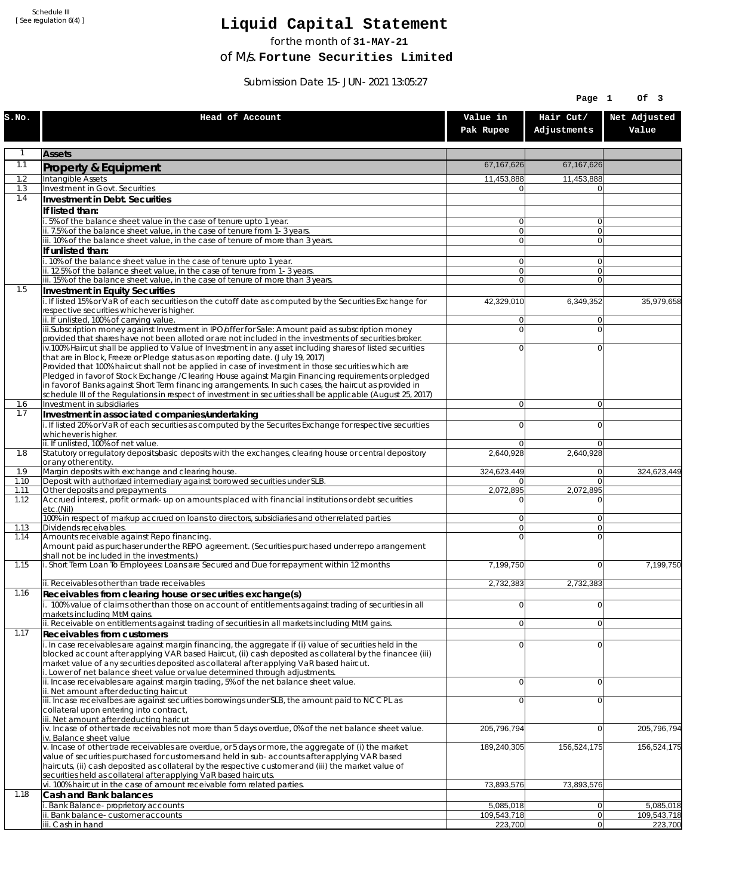Schedule III
[ See regulation 6(4) ]

# Liquid Capital Statement

for the month of **31-MAY-21**

of M/s. **Fortune Securities Limited**

Submission Date 15-JUN-2021 13:05:27

| S.No. | Head of Account | Value in Pak Rupee | Hair Cut/ Adjustments | Net Adjusted Value |
|---|---|---|---|---|
| 1 | **Assets** | | | |
| 1.1 | **Property & Equipment** | 67,167,626 | 67,167,626 | |
| 1.2 | Intangible Assets | 11,453,888 | 11,453,888 | |
| 1.3 | Investment in Govt. Securities | 0 | 0 | |
| 1.4 | **Investment in Debt. Securities** | | | |
| | **If listed than:** | | | |
| | i. 5% of the balance sheet value in the case of tenure upto 1 year. | 0 | 0 | |
| | ii. 7.5% of the balance sheet value, in the case of tenure from 1-3 years. | 0 | 0 | |
| | iii. 10% of the balance sheet value, in the case of tenure of more than 3 years. | 0 | 0 | |
| | **If unlisted than:** | | | |
| | i. 10% of the balance sheet value in the case of tenure upto 1 year. | 0 | 0 | |
| | ii. 12.5% of the balance sheet value, in the case of tenure from 1-3 years. | 0 | 0 | |
| | iii. 15% of the balance sheet value, in the case of tenure of more than 3 years. | 0 | 0 | |
| 1.5 | **Investment in Equity Securities** | | | |
| | i. If listed 15% or VaR of each securities on the cutoff date as computed by the Securities Exchange for respective securities whichever is higher. | 42,329,010 | 6,349,352 | 35,979,658 |
| | ii. If unlisted, 100% of carrying value. | 0 | 0 | |
| | iii.Subscription money against Investment in IPO/offer for Sale: Amount paid as subscription money provided that shares have not been alloted or are not included in the investments of securities broker. | 0 | 0 | |
| | iv.100% Haircut shall be applied to Value of Investment in any asset including shares of listed securities that are in Block, Freeze or Pledge status as on reporting date. (July 19, 2017) Provided that 100% haircut shall not be applied in case of investment in those securities which are Pledged in favor of Stock Exchange / Clearing House against Margin Financing requirements or pledged in favor of Banks against Short Term financing arrangements. In such cases, the haircut as provided in schedule III of the Regulations in respect of investment in securities shall be applicable (August 25, 2017) | 0 | 0 | |
| 1.6 | Investment in subsidiaries | 0 | 0 | |
| 1.7 | **Investment in associated companies/undertaking** | | | |
| | i. If listed 20% or VaR of each securities as computed by the Securites Exchange for respective securities whichever is higher. | 0 | 0 | |
| | ii. If unlisted, 100% of net value. | 0 | 0 | |
| 1.8 | Statutory or regulatory deposits/basic deposits with the exchanges, clearing house or central depository or any other entity. | 2,640,928 | 2,640,928 | |
| 1.9 | Margin deposits with exchange and clearing house. | 324,623,449 | 0 | 324,623,449 |
| 1.10 | Deposit with authorized intermediary against borrowed securities under SLB. | 0 | 0 | |
| 1.11 | Other deposits and prepayments | 2,072,895 | 2,072,895 | |
| 1.12 | Accrued interest, profit or mark-up on amounts placed with financial institutions or debt securities etc.(Nil) | 0 | 0 | |
| | 100% in respect of markup accrued on loans to directors, subsidiaries and other related parties | 0 | 0 | |
| 1.13 | Dividends receivables. | 0 | 0 | |
| 1.14 | Amounts receivable against Repo financing. Amount paid as purchaser under the REPO agreement. (Securities purchased under repo arrangement shall not be included in the investments.) | 0 | 0 | |
| 1.15 | i. Short Term Loan To Employees: Loans are Secured and Due for repayment within 12 months | 7,199,750 | 0 | 7,199,750 |
| | ii. Receivables other than trade receivables | 2,732,383 | 2,732,383 | |
| 1.16 | **Receivables from clearing house or securities exchange(s)** | | | |
| | i. 100% value of claims other than those on account of entitlements against trading of securities in all markets including MtM gains. | 0 | 0 | |
| | ii. Receivable on entitlements against trading of securities in all markets including MtM gains. | 0 | 0 | |
| 1.17 | **Receivables from customers** | | | |
| | i. In case receivables are against margin financing, the aggregate if (i) value of securities held in the blocked account after applying VAR based Haircut, (ii) cash deposited as collateral by the financee (iii) market value of any securities deposited as collateral after applying VaR based haircut. i. Lower of net balance sheet value or value determined through adjustments. | 0 | 0 | |
| | ii. Incase receivables are against margin trading, 5% of the net balance sheet value. ii. Net amount after deducting haircut | 0 | 0 | |
| | iii. Incase receivalbes are against securities borrowings under SLB, the amount paid to NCCPL as collateral upon entering into contract, iii. Net amount after deducting haricut | 0 | 0 | |
| | iv. Incase of other trade receivables not more than 5 days overdue, 0% of the net balance sheet value. iv. Balance sheet value | 205,796,794 | 0 | 205,796,794 |
| | v. Incase of other trade receivables are overdue, or 5 days or more, the aggregate of (i) the market value of securities purchased for customers and held in sub-accounts after applying VAR based haircuts, (ii) cash deposited as collateral by the respective customer and (iii) the market value of securities held as collateral after applying VaR based haircuts. | 189,240,305 | 156,524,175 | 156,524,175 |
| | vi. 100% haircut in the case of amount receivable form related parties. | 73,893,576 | 73,893,576 | |
| 1.18 | **Cash and Bank balances** | | | |
| | i. Bank Balance-proprietory accounts | 5,085,018 | 0 | 5,085,018 |
| | ii. Bank balance-customer accounts | 109,543,718 | 0 | 109,543,718 |
| | iii. Cash in hand | 223,700 | 0 | 223,700 |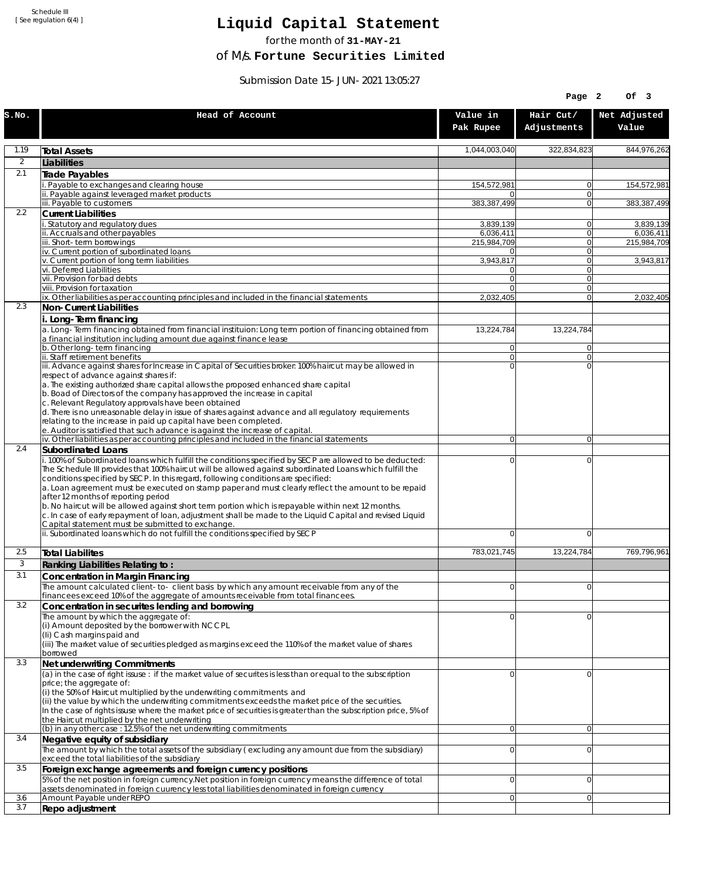Schedule III
[ See regulation 6(4) ]

# Liquid Capital Statement

for the month of **31-MAY-21**

of M/s. **Fortune Securities Limited**

Submission Date 15-JUN-2021 13:05:27

| S.No. | Head of Account | Value in Pak Rupee | Hair Cut/ Adjustments | Net Adjusted Value |
|---|---|---|---|---|
| 1.19 | **Total Assets** | 1,044,003,040 | 322,834,823 | 844,976,262 |
| 2 | **Liabilities** | | | |
| 2.1 | **Trade Payables** | | | |
| | i. Payable to exchanges and clearing house | 154,572,981 | 0 | 154,572,981 |
| | ii. Payable against leveraged market products | 0 | 0 | |
| | iii. Payable to customers | 383,387,499 | 0 | 383,387,499 |
| 2.2 | **Current Liabilities** | | | |
| | i. Statutory and regulatory dues | 3,839,139 | 0 | 3,839,139 |
| | ii. Accruals and other payables | 6,036,411 | 0 | 6,036,411 |
| | iii. Short-term borrowings | 215,984,709 | 0 | 215,984,709 |
| | iv. Current portion of subordinated loans | 0 | 0 | |
| | v. Current portion of long term liabilities | 3,943,817 | 0 | 3,943,817 |
| | vi. Deferred Liabilities | 0 | 0 | |
| | vii. Provision for bad debts | 0 | 0 | |
| | viii. Provision for taxation | 0 | 0 | |
| | ix. Other liabilities as per accounting principles and included in the financial statements | 2,032,405 | 0 | 2,032,405 |
| 2.3 | **Non-Current Liabilities** | | | |
| | **i. Long-Term financing** | | | |
| | a. Long-Term financing obtained from financial instituion: Long term portion of financing obtained from a financial institution including amount due against finance lease | 13,224,784 | 13,224,784 | |
| | b. Other long-term financing | 0 | 0 | |
| | ii. Staff retirement benefits | 0 | 0 | |
| | iii. Advance against shares for Increase in Capital of Securities broker: 100% haircut may be allowed in respect of advance against shares if:<br>a. The existing authorized share capital allows the proposed enhanced share capital<br>b. Boad of Directors of the company has approved the increase in capital<br>c. Relevant Regulatory approvals have been obtained<br>d. There is no unreasonable delay in issue of shares against advance and all regulatory requirements relating to the increase in paid up capital have been completed.<br>e. Auditor is satisfied that such advance is against the increase of capital. | 0 | 0 | |
| | iv. Other liabilities as per accounting principles and included in the financial statements | 0 | 0 | |
| 2.4 | **Subordinated Loans** | | | |
| | i. 100% of Subordinated loans which fulfill the conditions specified by SECP are allowed to be deducted:<br>The Schedule III provides that 100% haircut will be allowed against subordinated Loans which fulfill the conditions specified by SECP. In this regard, following conditions are specified:<br>a. Loan agreement must be executed on stamp paper and must clearly reflect the amount to be repaid after 12 months of reporting period<br>b. No haircut will be allowed against short term portion which is repayable within next 12 months.<br>c. In case of early repayment of loan, adjustment shall be made to the Liquid Capital and revised Liquid Capital statement must be submitted to exchange. | 0 | 0 | |
| | ii. Subordinated loans which do not fulfill the conditions specified by SECP | 0 | 0 | |
| 2.5 | **Total Liabilites** | 783,021,745 | 13,224,784 | 769,796,961 |
| 3 | **Ranking Liabilities Relating to :** | | | |
| 3.1 | **Concentration in Margin Financing** | | | |
| | The amount calculated client-to- client basis by which any amount receivable from any of the financees exceed 10% of the aggregate of amounts receivable from total financees. | 0 | 0 | |
| 3.2 | **Concentration in securites lending and borrowing** | | | |
| | The amount by which the aggregate of:<br>(i) Amount deposited by the borrower with NCCPL<br>(Ii) Cash margins paid and<br>(iii) The market value of securities pledged as margins exceed the 110% of the market value of shares borrowed | 0 | 0 | |
| 3.3 | **Net underwriting Commitments** | | | |
| | (a) in the case of right issuse : if the market value of securites is less than or equal to the subscription price; the aggregate of:<br>(i) the 50% of Haircut multiplied by the underwriting commitments and<br>(ii) the value by which the underwriting commitments exceeds the market price of the securities.<br>In the case of rights issuse where the market price of securities is greater than the subscription price, 5% of the Haircut multiplied by the net underwriting | 0 | 0 | |
| | (b) in any other case : 12.5% of the net underwriting commitments | 0 | 0 | |
| 3.4 | **Negative equity of subsidiary** | | | |
| | The amount by which the total assets of the subsidiary ( excluding any amount due from the subsidiary) exceed the total liabilities of the subsidiary | 0 | 0 | |
| 3.5 | **Foreign exchange agreements and foreign currency positions** | | | |
| | 5% of the net position in foreign currency.Net position in foreign currency means the difference of total assets denominated in foreign cuurency less total liabilities denominated in foreign currency | 0 | 0 | |
| 3.6 | Amount Payable under REPO | 0 | 0 | |
| 3.7 | **Repo adjustment** | | | |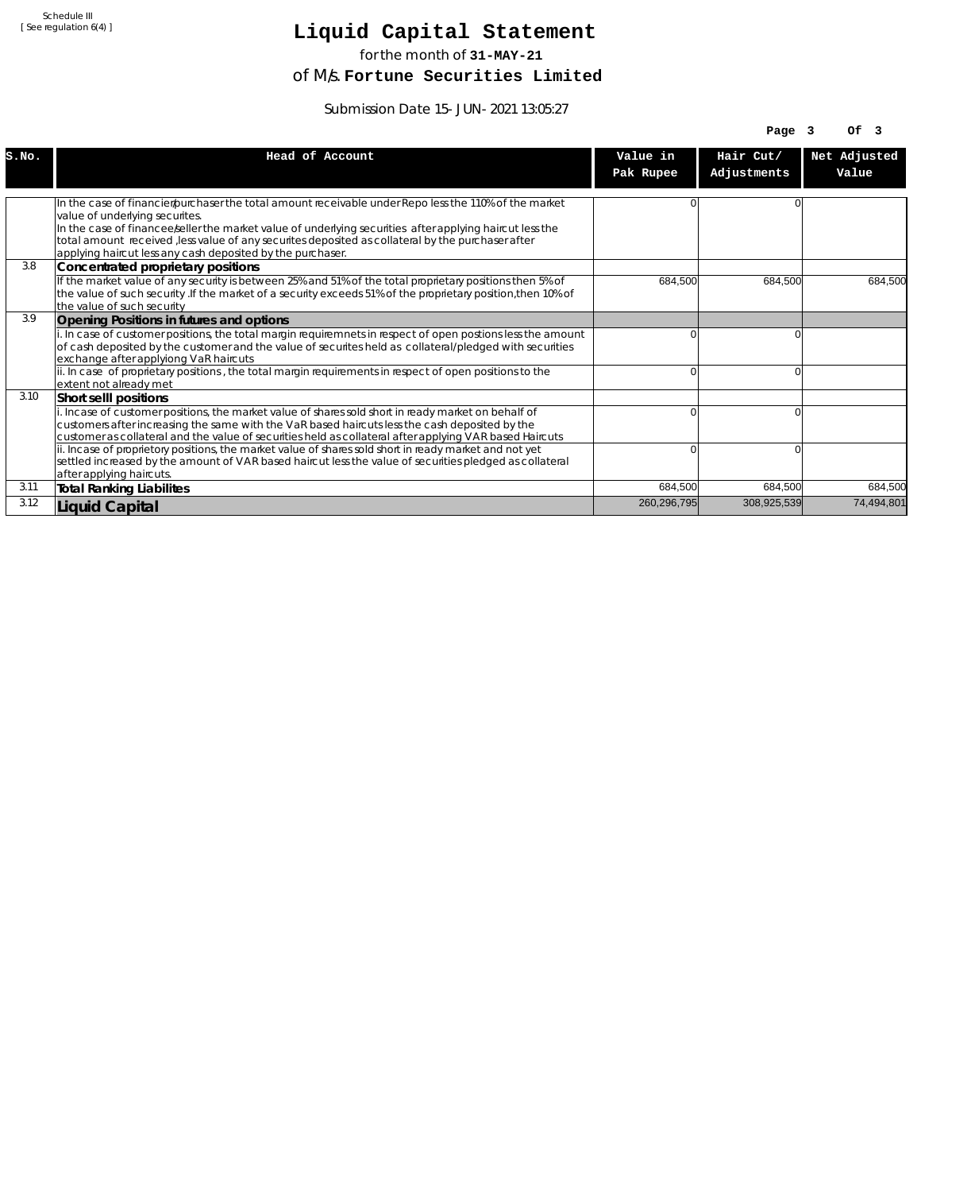Schedule III
[ See regulation 6(4) ]

# Liquid Capital Statement

for the month of **31-MAY-21**

of M/s. **Fortune Securities Limited**

Submission Date 15-JUN-2021 13:05:27

| S.No. | Head of Account | Value in Pak Rupee | Hair Cut/ Adjustments | Net Adjusted Value |
|---|---|---|---|---|
| | In the case of financier/purchaser the total amount receivable under Repo less the 110% of the market value of underlying securities.<br>In the case of financee/seller the market value of underlying securities after applying haircut less the total amount received ,less value of any securites deposited as collateral by the purchaser after applying haircut less any cash deposited by the purchaser. | 0 | 0 | |
| 3.8 | **Concentrated proprietary positions** | | | |
| | If the market value of any security is between 25% and 51% of the total proprietary positions then 5% of the value of such security .If the market of a security exceeds 51% of the proprietary position,then 10% of the value of such security | 684,500 | 684,500 | 684,500 |
| 3.9 | **Opening Positions in futures and options** | | | |
| | i. In case of customer positions, the total margin requiremnets in respect of open postions less the amount of cash deposited by the customer and the value of securites held as collateral/pledged with securities exchange after applyiong VaR haircuts | 0 | 0 | |
| | ii. In case of proprietary positions , the total margin requirements in respect of open positions to the extent not already met | 0 | 0 | |
| 3.10 | **Short selll positions** | | | |
| | i. Incase of customer positions, the market value of shares sold short in ready market on behalf of customers after increasing the same with the VaR based haircuts less the cash deposited by the customer as collateral and the value of securities held as collateral after applying VAR based Haircuts | 0 | 0 | |
| | ii. Incase of proprietory positions, the market value of shares sold short in ready market and not yet settled increased by the amount of VAR based haircut less the value of securities pledged as collateral after applying haircuts. | 0 | 0 | |
| 3.11 | **Total Ranking Liabilites** | 684,500 | 684,500 | 684,500 |
| 3.12 | **Liquid Capital** | 260,296,795 | 308,925,539 | 74,494,801 |